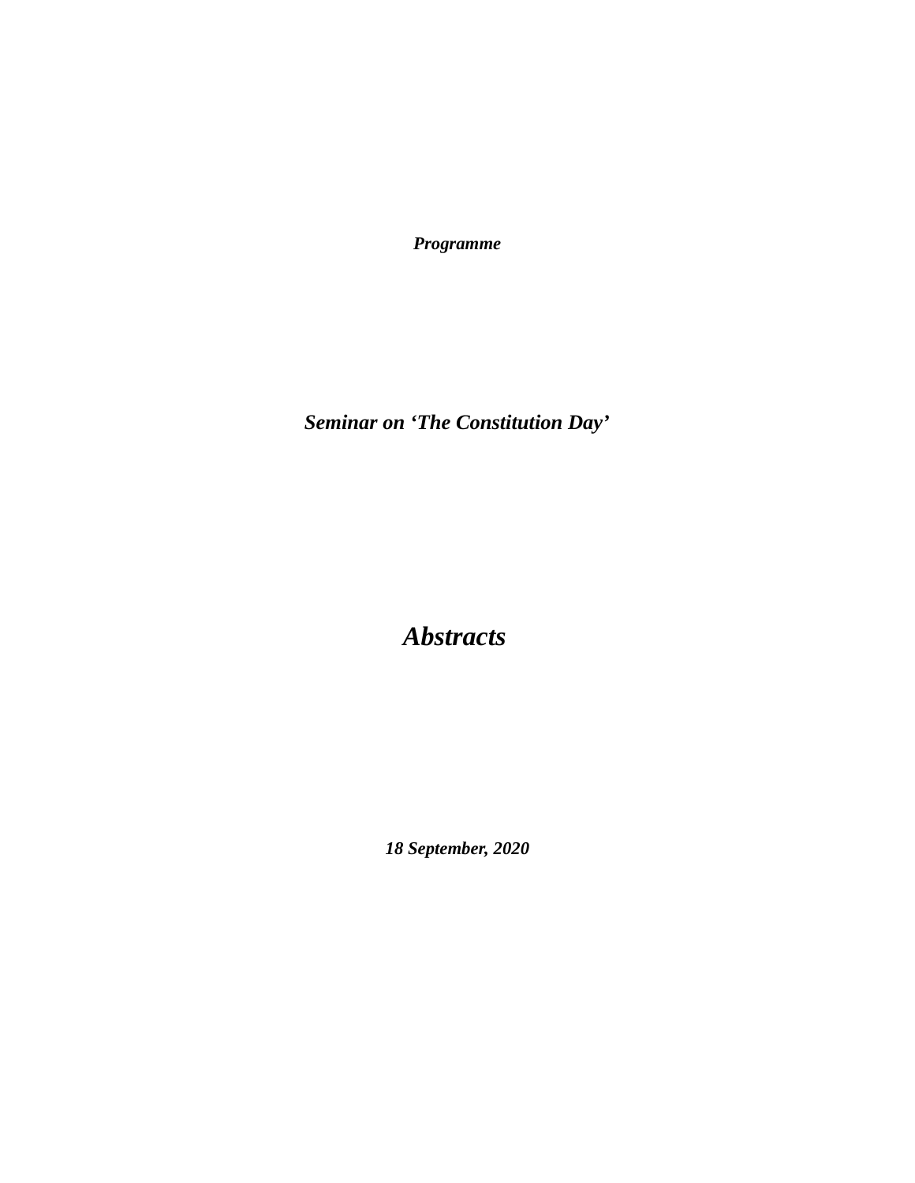***Programme***

# *Seminar on 'The Constitution Day'*

# *Abstracts*

***18 September, 2020***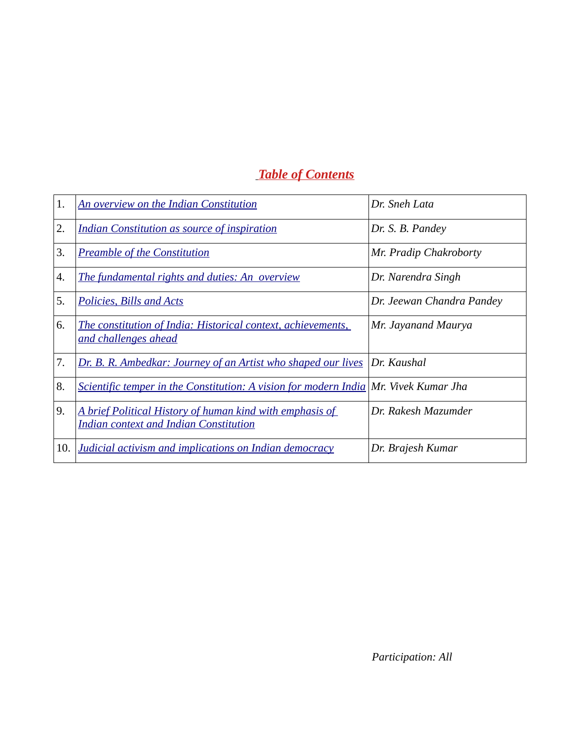## *Table of Contents*

| | | |
|---|---|---|
| 1. | *An overview on the Indian Constitution* | *Dr. Sneh Lata* |
| 2. | *Indian Constitution as source of inspiration* | *Dr. S. B. Pandey* |
| 3. | *Preamble of the Constitution* | *Mr. Pradip Chakroborty* |
| 4. | *The fundamental rights and duties: An overview* | *Dr. Narendra Singh* |
| 5. | *Policies, Bills and Acts* | *Dr. Jeewan Chandra Pandey* |
| 6. | *The constitution of India: Historical context, achievements, and challenges ahead* | *Mr. Jayanand Maurya* |
| 7. | *Dr. B. R. Ambedkar: Journey of an Artist who shaped our lives* | *Dr. Kaushal* |
| 8. | *Scientific temper in the Constitution: A vision for modern India* | *Mr. Vivek Kumar Jha* |
| 9. | *A brief Political History of human kind with emphasis of Indian context and Indian Constitution* | *Dr. Rakesh Mazumder* |
| 10. | *Judicial activism and implications on Indian democracy* | *Dr. Brajesh Kumar* |

*Participation: All*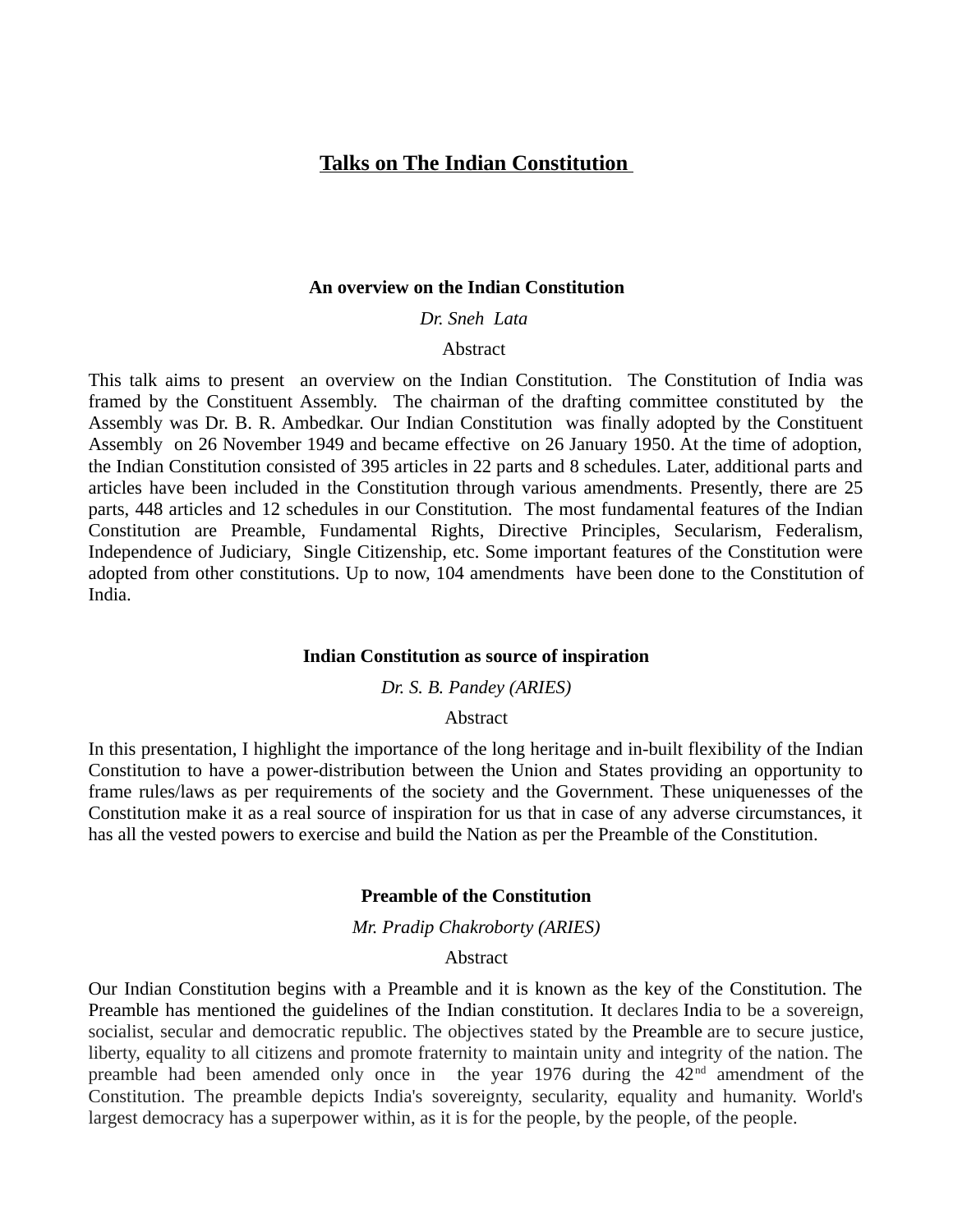# Talks on The Indian Constitution

### An overview on the Indian Constitution

*Dr. Sneh Lata*

Abstract

This talk aims to present an overview on the Indian Constitution. The Constitution of India was framed by the Constituent Assembly. The chairman of the drafting committee constituted by the Assembly was Dr. B. R. Ambedkar. Our Indian Constitution was finally adopted by the Constituent Assembly on 26 November 1949 and became effective on 26 January 1950. At the time of adoption, the Indian Constitution consisted of 395 articles in 22 parts and 8 schedules. Later, additional parts and articles have been included in the Constitution through various amendments. Presently, there are 25 parts, 448 articles and 12 schedules in our Constitution. The most fundamental features of the Indian Constitution are Preamble, Fundamental Rights, Directive Principles, Secularism, Federalism, Independence of Judiciary, Single Citizenship, etc. Some important features of the Constitution were adopted from other constitutions. Up to now, 104 amendments have been done to the Constitution of India.

### Indian Constitution as source of inspiration

*Dr. S. B. Pandey (ARIES)*

Abstract

In this presentation, I highlight the importance of the long heritage and in-built flexibility of the Indian Constitution to have a power-distribution between the Union and States providing an opportunity to frame rules/laws as per requirements of the society and the Government. These uniquenesses of the Constitution make it as a real source of inspiration for us that in case of any adverse circumstances, it has all the vested powers to exercise and build the Nation as per the Preamble of the Constitution.

### Preamble of the Constitution

*Mr. Pradip Chakroborty (ARIES)*

Abstract

Our Indian Constitution begins with a Preamble and it is known as the key of the Constitution. The Preamble has mentioned the guidelines of the Indian constitution. It declares India to be a sovereign, socialist, secular and democratic republic. The objectives stated by the Preamble are to secure justice, liberty, equality to all citizens and promote fraternity to maintain unity and integrity of the nation. The preamble had been amended only once in the year 1976 during the 42nd amendment of the Constitution. The preamble depicts India's sovereignty, secularity, equality and humanity. World's largest democracy has a superpower within, as it is for the people, by the people, of the people.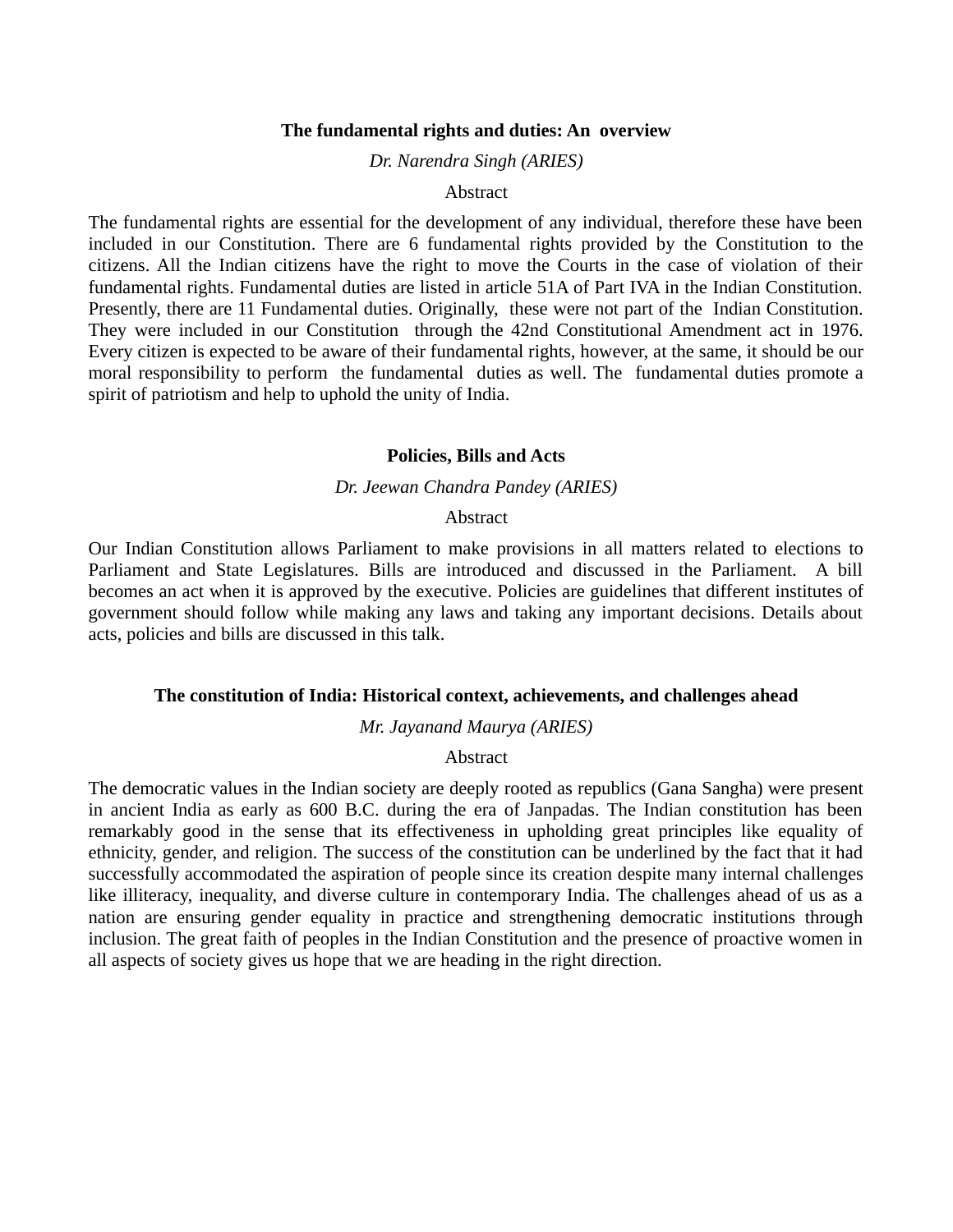### The fundamental rights and duties: An overview

*Dr. Narendra Singh (ARIES)*

Abstract

The fundamental rights are essential for the development of any individual, therefore these have been included in our Constitution. There are 6 fundamental rights provided by the Constitution to the citizens. All the Indian citizens have the right to move the Courts in the case of violation of their fundamental rights. Fundamental duties are listed in article 51A of Part IVA in the Indian Constitution. Presently, there are 11 Fundamental duties. Originally, these were not part of the Indian Constitution. They were included in our Constitution through the 42nd Constitutional Amendment act in 1976. Every citizen is expected to be aware of their fundamental rights, however, at the same, it should be our moral responsibility to perform the fundamental duties as well. The fundamental duties promote a spirit of patriotism and help to uphold the unity of India.

### Policies, Bills and Acts

*Dr. Jeewan Chandra Pandey (ARIES)*

Abstract

Our Indian Constitution allows Parliament to make provisions in all matters related to elections to Parliament and State Legislatures. Bills are introduced and discussed in the Parliament. A bill becomes an act when it is approved by the executive. Policies are guidelines that different institutes of government should follow while making any laws and taking any important decisions. Details about acts, policies and bills are discussed in this talk.

### The constitution of India: Historical context, achievements, and challenges ahead

*Mr. Jayanand Maurya (ARIES)*

Abstract

The democratic values in the Indian society are deeply rooted as republics (Gana Sangha) were present in ancient India as early as 600 B.C. during the era of Janpadas. The Indian constitution has been remarkably good in the sense that its effectiveness in upholding great principles like equality of ethnicity, gender, and religion. The success of the constitution can be underlined by the fact that it had successfully accommodated the aspiration of people since its creation despite many internal challenges like illiteracy, inequality, and diverse culture in contemporary India. The challenges ahead of us as a nation are ensuring gender equality in practice and strengthening democratic institutions through inclusion. The great faith of peoples in the Indian Constitution and the presence of proactive women in all aspects of society gives us hope that we are heading in the right direction.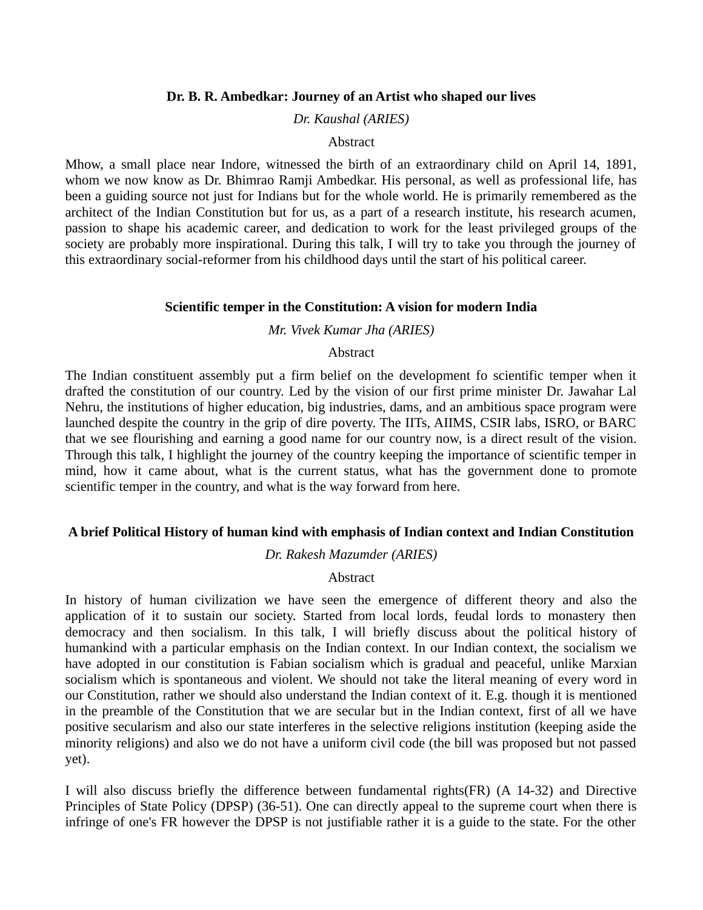**Dr. B. R. Ambedkar: Journey of an Artist who shaped our lives**

*Dr. Kaushal (ARIES)*

Abstract

Mhow, a small place near Indore, witnessed the birth of an extraordinary child on April 14, 1891, whom we now know as Dr. Bhimrao Ramji Ambedkar. His personal, as well as professional life, has been a guiding source not just for Indians but for the whole world. He is primarily remembered as the architect of the Indian Constitution but for us, as a part of a research institute, his research acumen, passion to shape his academic career, and dedication to work for the least privileged groups of the society are probably more inspirational. During this talk, I will try to take you through the journey of this extraordinary social-reformer from his childhood days until the start of his political career.

**Scientific temper in the Constitution: A vision for modern India**

*Mr. Vivek Kumar Jha (ARIES)*

Abstract

The Indian constituent assembly put a firm belief on the development fo scientific temper when it drafted the constitution of our country. Led by the vision of our first prime minister Dr. Jawahar Lal Nehru, the institutions of higher education, big industries, dams, and an ambitious space program were launched despite the country in the grip of dire poverty. The IITs, AIIMS, CSIR labs, ISRO, or BARC that we see flourishing and earning a good name for our country now, is a direct result of the vision. Through this talk, I highlight the journey of the country keeping the importance of scientific temper in mind, how it came about, what is the current status, what has the government done to promote scientific temper in the country, and what is the way forward from here.

**A brief Political History of human kind with emphasis of Indian context and Indian Constitution**

*Dr. Rakesh Mazumder (ARIES)*

Abstract

In history of human civilization we have seen the emergence of different theory and also the application of it to sustain our society. Started from local lords, feudal lords to monastery then democracy and then socialism. In this talk, I will briefly discuss about the political history of humankind with a particular emphasis on the Indian context. In our Indian context, the socialism we have adopted in our constitution is Fabian socialism which is gradual and peaceful, unlike Marxian socialism which is spontaneous and violent. We should not take the literal meaning of every word in our Constitution, rather we should also understand the Indian context of it. E.g. though it is mentioned in the preamble of the Constitution that we are secular but in the Indian context, first of all we have positive secularism and also our state interferes in the selective religions institution (keeping aside the minority religions) and also we do not have a uniform civil code (the bill was proposed but not passed yet).

I will also discuss briefly the difference between fundamental rights(FR) (A 14-32) and Directive Principles of State Policy (DPSP) (36-51). One can directly appeal to the supreme court when there is infringe of one's FR however the DPSP is not justifiable rather it is a guide to the state. For the other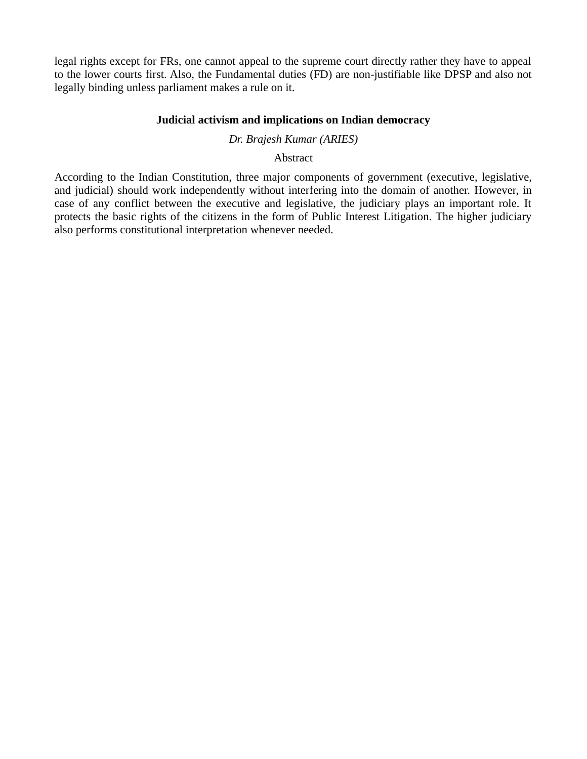legal rights except for FRs, one cannot appeal to the supreme court directly rather they have to appeal to the lower courts first. Also, the Fundamental duties (FD) are non-justifiable like DPSP and also not legally binding unless parliament makes a rule on it.

## Judicial activism and implications on Indian democracy

*Dr. Brajesh Kumar (ARIES)*

Abstract

According to the Indian Constitution, three major components of government (executive, legislative, and judicial) should work independently without interfering into the domain of another. However, in case of any conflict between the executive and legislative, the judiciary plays an important role. It protects the basic rights of the citizens in the form of Public Interest Litigation. The higher judiciary also performs constitutional interpretation whenever needed.